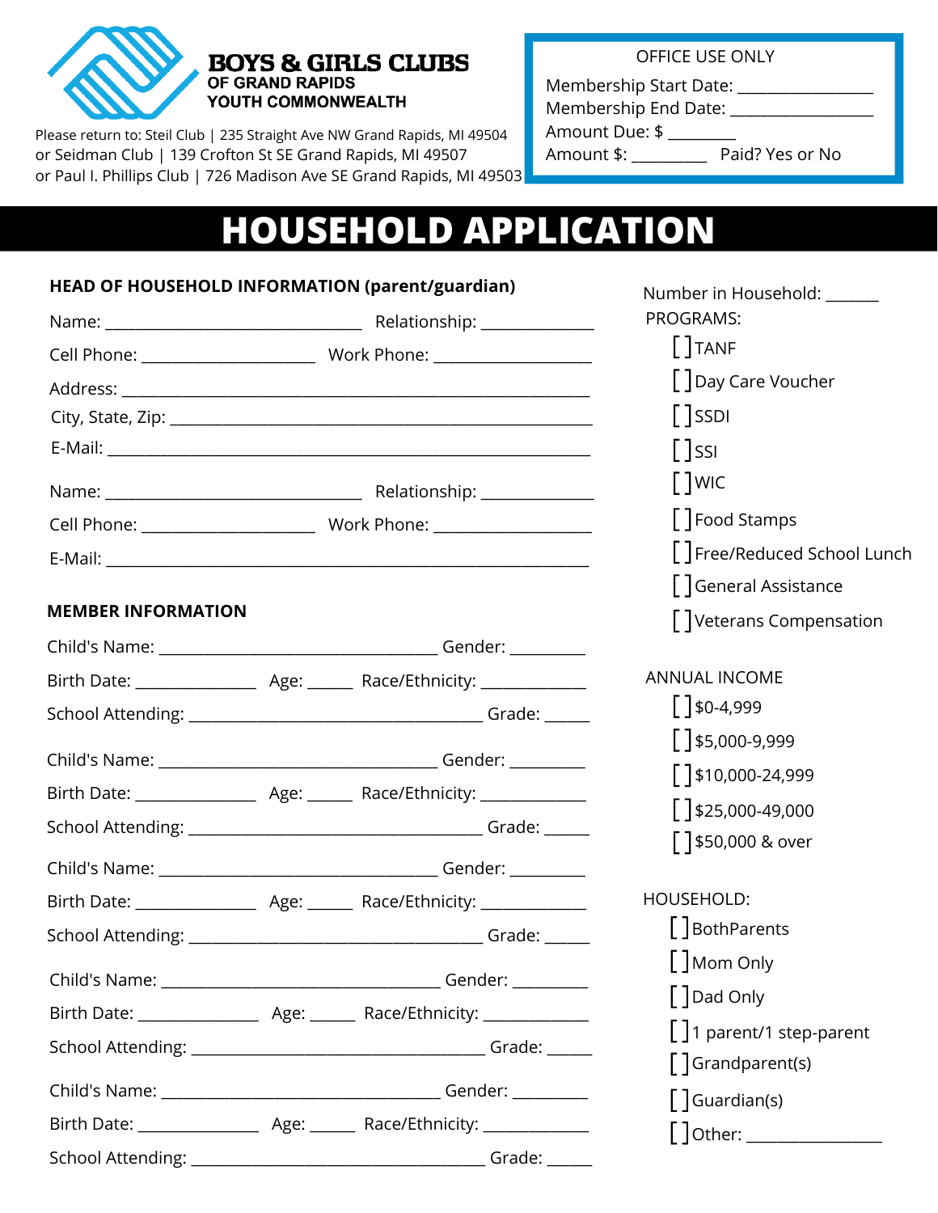**BOYS & GIRLS CLUBS**
**OF GRAND RAPIDS**
**YOUTH COMMONWEALTH**

Please return to: Steil Club | 235 Straight Ave NW Grand Rapids, MI 49504
or Seidman Club | 139 Crofton St SE Grand Rapids, MI 49507
or Paul I. Phillips Club | 726 Madison Ave SE Grand Rapids, MI 49503

OFFICE USE ONLY
Membership Start Date: _______________
Membership End Date: _______________
Amount Due: $ ________
Amount $: ________ Paid? Yes or No

# HOUSEHOLD APPLICATION

**HEAD OF HOUSEHOLD INFORMATION (parent/guardian)**

Name: ____________________________ Relationship: ____________
Cell Phone: __________________ Work Phone: _________________
Address: ___________________________________________________
City, State, Zip: ______________________________________________
E-Mail: ____________________________________________________

Name: ____________________________ Relationship: ____________
Cell Phone: __________________ Work Phone: _________________
E-Mail: ____________________________________________________

**MEMBER INFORMATION**

Child's Name: ______________________________ Gender: ________
Birth Date: _____________ Age: _____ Race/Ethnicity: ____________
School Attending: ________________________________ Grade: _____

Child's Name: ______________________________ Gender: ________
Birth Date: _____________ Age: _____ Race/Ethnicity: ____________
School Attending: ________________________________ Grade: _____

Child's Name: ______________________________ Gender: ________
Birth Date: _____________ Age: _____ Race/Ethnicity: ____________
School Attending: ________________________________ Grade: _____

Child's Name: ______________________________ Gender: ________
Birth Date: _____________ Age: _____ Race/Ethnicity: ____________
School Attending: ________________________________ Grade: _____

Child's Name: ______________________________ Gender: ________
Birth Date: _____________ Age: _____ Race/Ethnicity: ____________
School Attending: ________________________________ Grade: _____

Number in Household: ______

PROGRAMS:
- [ ] TANF
- [ ] Day Care Voucher
- [ ] SSDI
- [ ] SSI
- [ ] WIC
- [ ] Food Stamps
- [ ] Free/Reduced School Lunch
- [ ] General Assistance
- [ ] Veterans Compensation

ANNUAL INCOME
- [ ] $0-4,999
- [ ] $5,000-9,999
- [ ] $10,000-24,999
- [ ] $25,000-49,000
- [ ] $50,000 & over

HOUSEHOLD:
- [ ] BothParents
- [ ] Mom Only
- [ ] Dad Only
- [ ] 1 parent/1 step-parent
- [ ] Grandparent(s)
- [ ] Guardian(s)
- [ ] Other: _______________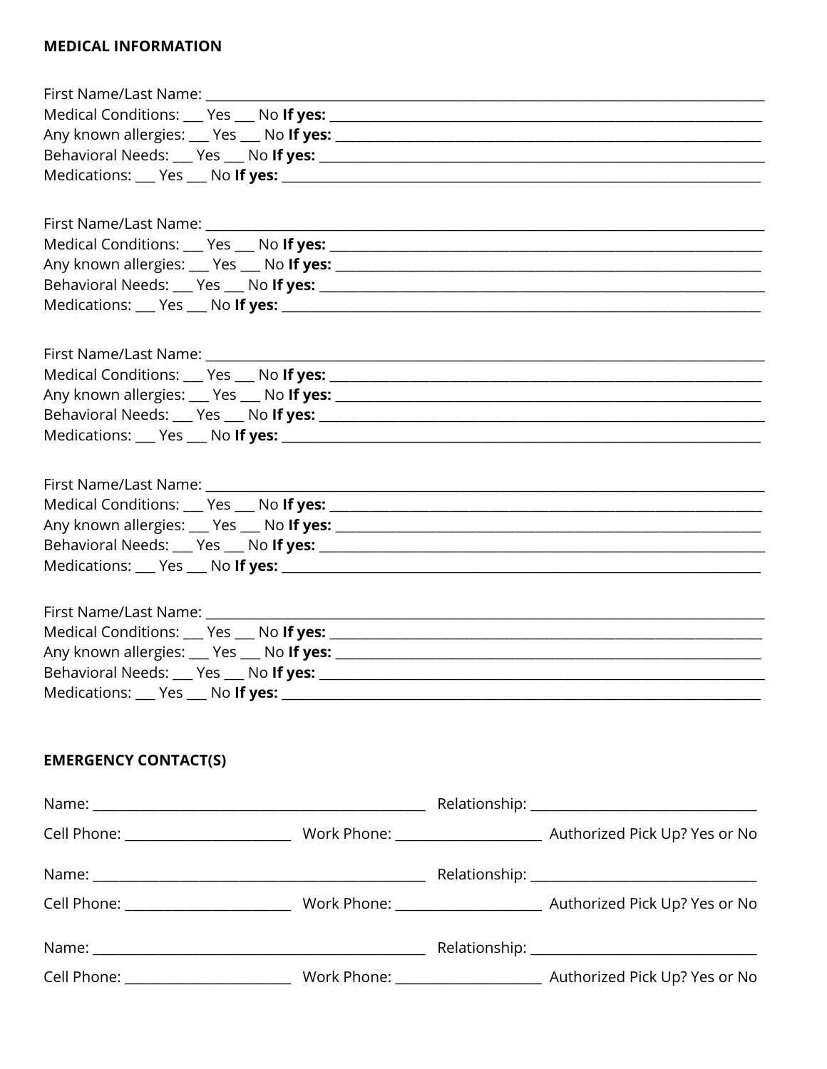**MEDICAL INFORMATION**

First Name/Last Name: ___________________________________________________________________________
Medical Conditions: ___ Yes ___ No **If yes:** _________________________________________________________________
Any known allergies: ___ Yes ___ No **If yes:** ________________________________________________________________
Behavioral Needs: ___ Yes ___ No **If yes:** ___________________________________________________________________
Medications: ___ Yes ___ No **If yes:** _________________________________________________________________________

First Name/Last Name: ___________________________________________________________________________
Medical Conditions: ___ Yes ___ No **If yes:** _________________________________________________________________
Any known allergies: ___ Yes ___ No **If yes:** ________________________________________________________________
Behavioral Needs: ___ Yes ___ No **If yes:** ___________________________________________________________________
Medications: ___ Yes ___ No **If yes:** _________________________________________________________________________

First Name/Last Name: ___________________________________________________________________________
Medical Conditions: ___ Yes ___ No **If yes:** _________________________________________________________________
Any known allergies: ___ Yes ___ No **If yes:** ________________________________________________________________
Behavioral Needs: ___ Yes ___ No **If yes:** ___________________________________________________________________
Medications: ___ Yes ___ No **If yes:** _________________________________________________________________________

First Name/Last Name: ___________________________________________________________________________
Medical Conditions: ___ Yes ___ No **If yes:** _________________________________________________________________
Any known allergies: ___ Yes ___ No **If yes:** ________________________________________________________________
Behavioral Needs: ___ Yes ___ No **If yes:** ___________________________________________________________________
Medications: ___ Yes ___ No **If yes:** _________________________________________________________________________

First Name/Last Name: ___________________________________________________________________________
Medical Conditions: ___ Yes ___ No **If yes:** _________________________________________________________________
Any known allergies: ___ Yes ___ No **If yes:** ________________________________________________________________
Behavioral Needs: ___ Yes ___ No **If yes:** ___________________________________________________________________
Medications: ___ Yes ___ No **If yes:** _________________________________________________________________________

**EMERGENCY CONTACT(S)**

Name: ______________________________________________ Relationship: ______________________________

Cell Phone: ______________________ Work Phone: ___________________ Authorized Pick Up? Yes or No

Name: ______________________________________________ Relationship: ______________________________

Cell Phone: ______________________ Work Phone: ___________________ Authorized Pick Up? Yes or No

Name: ______________________________________________ Relationship: ______________________________

Cell Phone: ______________________ Work Phone: ___________________ Authorized Pick Up? Yes or No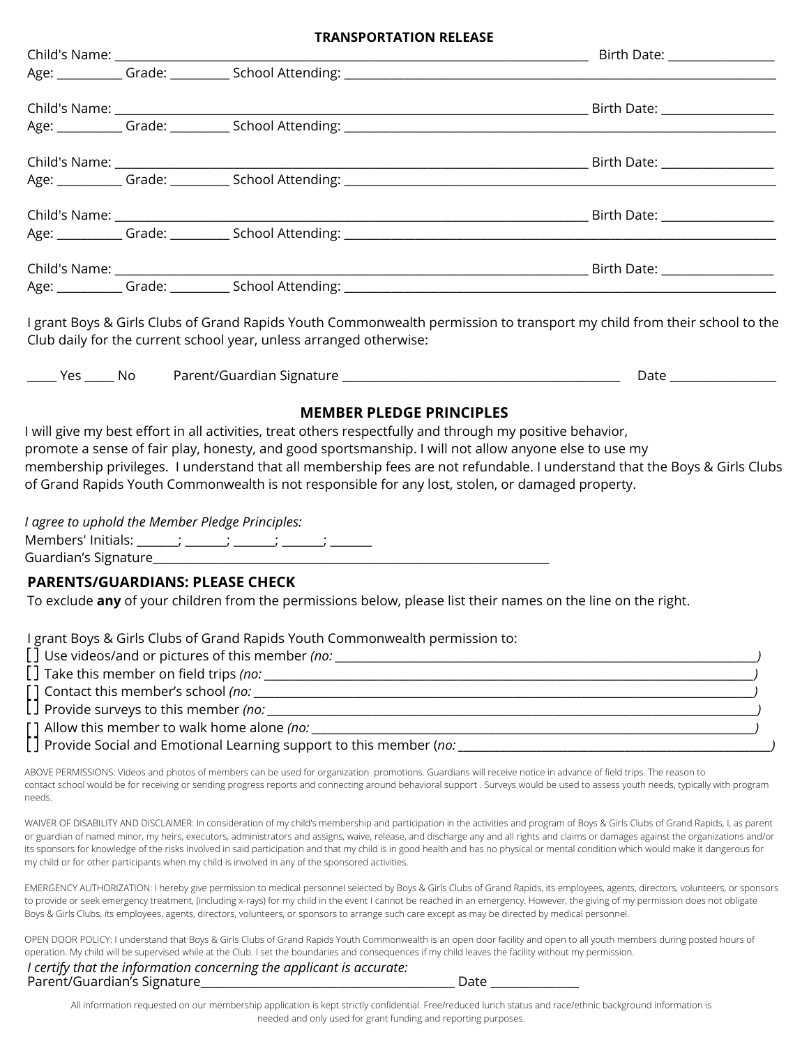## TRANSPORTATION RELEASE

Child's Name: ______________________________________________________________________ Birth Date: _______________
Age: _________ Grade: ________ School Attending: ________________________________________________________________

Child's Name: ______________________________________________________________________ Birth Date: _______________
Age: _________ Grade: ________ School Attending: ________________________________________________________________

Child's Name: ______________________________________________________________________ Birth Date: _______________
Age: _________ Grade: ________ School Attending: ________________________________________________________________

Child's Name: ______________________________________________________________________ Birth Date: _______________
Age: _________ Grade: ________ School Attending: ________________________________________________________________

Child's Name: ______________________________________________________________________ Birth Date: _______________
Age: _________ Grade: ________ School Attending: ________________________________________________________________

I grant Boys & Girls Clubs of Grand Rapids Youth Commonwealth permission to transport my child from their school to the Club daily for the current school year, unless arranged otherwise:

_____ Yes _____ No Parent/Guardian Signature ________________________________________ Date _______________

## MEMBER PLEDGE PRINCIPLES

I will give my best effort in all activities, treat others respectfully and through my positive behavior, promote a sense of fair play, honesty, and good sportsmanship. I will not allow anyone else to use my membership privileges. I understand that all membership fees are not refundable. I understand that the Boys & Girls Clubs of Grand Rapids Youth Commonwealth is not responsible for any lost, stolen, or damaged property.

*I agree to uphold the Member Pledge Principles:*
Members' Initials: _______; _______; _______; _______; _______
Guardian's Signature_______________________________________________________________

## PARENTS/GUARDIANS: PLEASE CHECK

To exclude **any** of your children from the permissions below, please list their names on the line on the right.

I grant Boys & Girls Clubs of Grand Rapids Youth Commonwealth permission to:

[ ] Use videos/and or pictures of this member *(no: ______________________________________________)*
[ ] Take this member on field trips *(no: ______________________________________________)*
[ ] Contact this member's school *(no: ______________________________________________)*
[ ] Provide surveys to this member *(no: ______________________________________________)*
[ ] Allow this member to walk home alone *(no: ______________________________________________)*
[ ] Provide Social and Emotional Learning support to this member (*no: ______________________________________________)*

ABOVE PERMISSIONS: Videos and photos of members can be used for organization promotions. Guardians will receive notice in advance of field trips. The reason to contact school would be for receiving or sending progress reports and connecting around behavioral support . Surveys would be used to assess youth needs, typically with program needs.

WAIVER OF DISABILITY AND DISCLAIMER: In consideration of my child's membership and participation in the activities and program of Boys & Girls Clubs of Grand Rapids, I, as parent or guardian of named minor, my heirs, executors, administrators and assigns, waive, release, and discharge any and all rights and claims or damages against the organizations and/or its sponsors for knowledge of the risks involved in said participation and that my child is in good health and has no physical or mental condition which would make it dangerous for my child or for other participants when my child is involved in any of the sponsored activities.

EMERGENCY AUTHORIZATION: I hereby give permission to medical personnel selected by Boys & Girls Clubs of Grand Rapids, its employees, agents, directors, volunteers, or sponsors to provide or seek emergency treatment, (including x-rays) for my child in the event I cannot be reached in an emergency. However, the giving of my permission does not obligate Boys & Girls Clubs, its employees, agents, directors, volunteers, or sponsors to arrange such care except as may be directed by medical personnel.

OPEN DOOR POLICY: I understand that Boys & Girls Clubs of Grand Rapids Youth Commonwealth is an open door facility and open to all youth members during posted hours of operation. My child will be supervised while at the Club. I set the boundaries and consequences if my child leaves the facility without my permission.

*I certify that the information concerning the applicant is accurate:*
Parent/Guardian's Signature________________________________________ Date ______________

All information requested on our membership application is kept strictly confidential. Free/reduced lunch status and race/ethnic background information is needed and only used for grant funding and reporting purposes.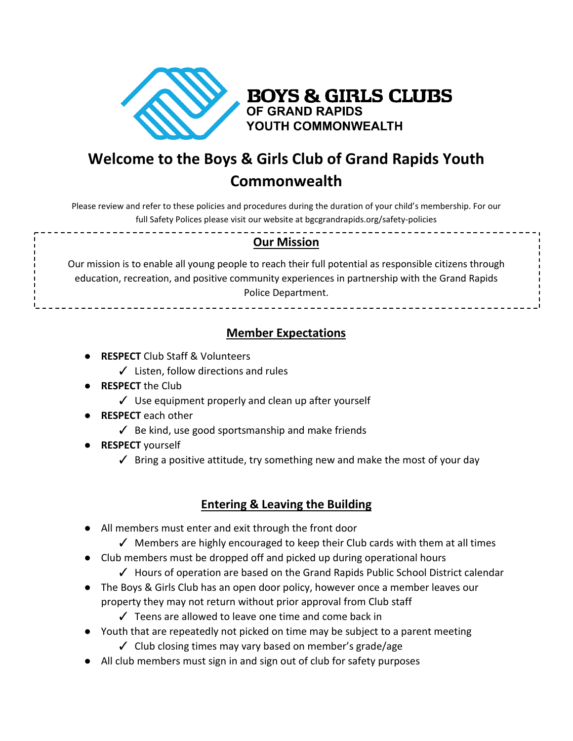BOYS & GIRLS CLUBS
OF GRAND RAPIDS
YOUTH COMMONWEALTH

# Welcome to the Boys & Girls Club of Grand Rapids Youth Commonwealth

Please review and refer to these policies and procedures during the duration of your child's membership. For our full Safety Polices please visit our website at bgcgrandrapids.org/safety-policies

## Our Mission

Our mission is to enable all young people to reach their full potential as responsible citizens through education, recreation, and positive community experiences in partnership with the Grand Rapids Police Department.

## Member Expectations

- **RESPECT** Club Staff & Volunteers
  - ✓ Listen, follow directions and rules
- **RESPECT** the Club
  - ✓ Use equipment properly and clean up after yourself
- **RESPECT** each other
  - ✓ Be kind, use good sportsmanship and make friends
- **RESPECT** yourself
  - ✓ Bring a positive attitude, try something new and make the most of your day

## Entering & Leaving the Building

- All members must enter and exit through the front door
  - ✓ Members are highly encouraged to keep their Club cards with them at all times
- Club members must be dropped off and picked up during operational hours
  - ✓ Hours of operation are based on the Grand Rapids Public School District calendar
- The Boys & Girls Club has an open door policy, however once a member leaves our property they may not return without prior approval from Club staff
  - ✓ Teens are allowed to leave one time and come back in
- Youth that are repeatedly not picked on time may be subject to a parent meeting
  - ✓ Club closing times may vary based on member's grade/age
- All club members must sign in and sign out of club for safety purposes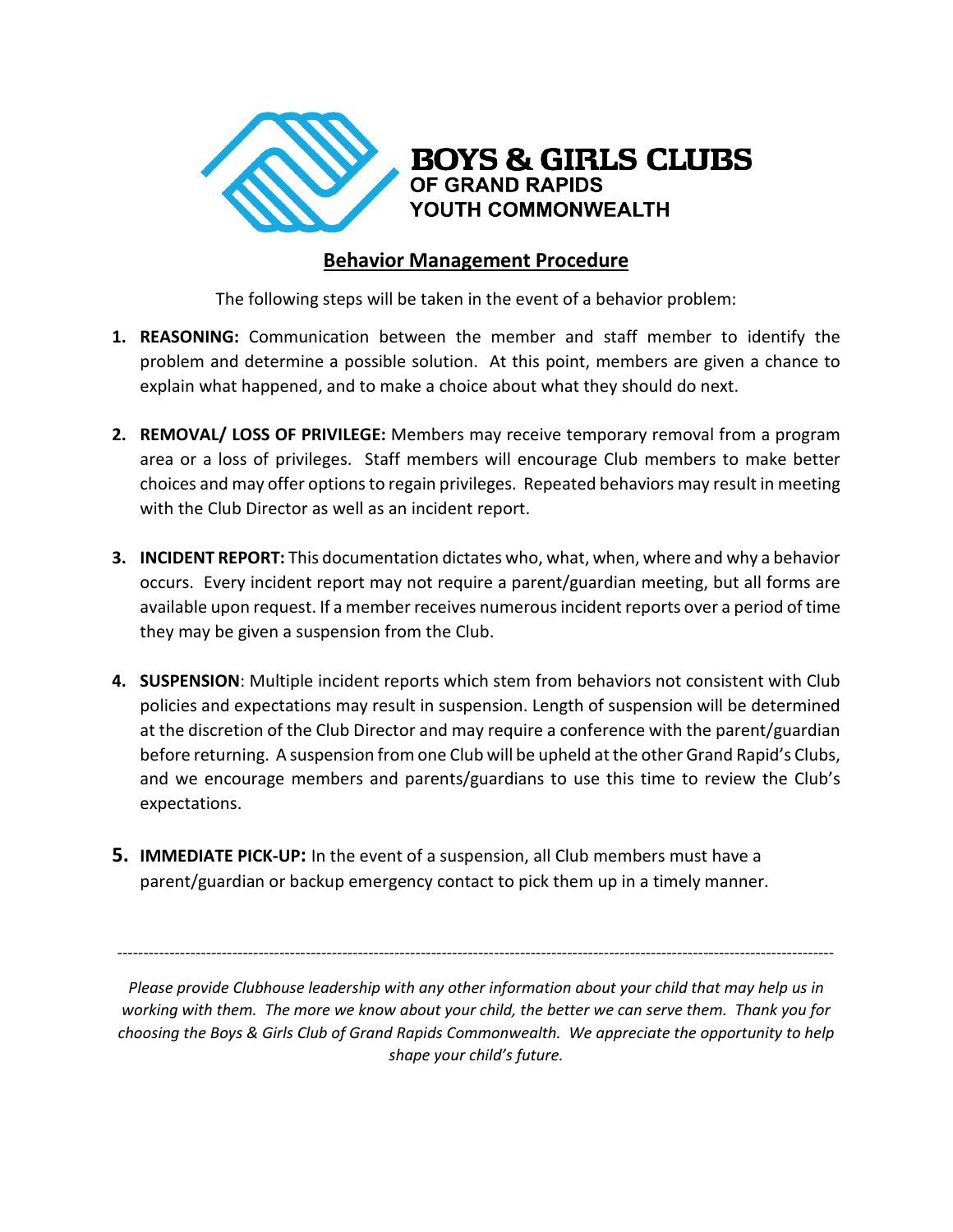**BOYS & GIRLS CLUBS**
**OF GRAND RAPIDS**
**YOUTH COMMONWEALTH**

## Behavior Management Procedure

The following steps will be taken in the event of a behavior problem:

1. **REASONING:** Communication between the member and staff member to identify the problem and determine a possible solution. At this point, members are given a chance to explain what happened, and to make a choice about what they should do next.

2. **REMOVAL/ LOSS OF PRIVILEGE:** Members may receive temporary removal from a program area or a loss of privileges. Staff members will encourage Club members to make better choices and may offer options to regain privileges. Repeated behaviors may result in meeting with the Club Director as well as an incident report.

3. **INCIDENT REPORT:** This documentation dictates who, what, when, where and why a behavior occurs. Every incident report may not require a parent/guardian meeting, but all forms are available upon request. If a member receives numerous incident reports over a period of time they may be given a suspension from the Club.

4. **SUSPENSION**: Multiple incident reports which stem from behaviors not consistent with Club policies and expectations may result in suspension. Length of suspension will be determined at the discretion of the Club Director and may require a conference with the parent/guardian before returning. A suspension from one Club will be upheld at the other Grand Rapid's Clubs, and we encourage members and parents/guardians to use this time to review the Club's expectations.

5. **IMMEDIATE PICK-UP:** In the event of a suspension, all Club members must have a parent/guardian or backup emergency contact to pick them up in a timely manner.

---

*Please provide Clubhouse leadership with any other information about your child that may help us in working with them. The more we know about your child, the better we can serve them. Thank you for choosing the Boys & Girls Club of Grand Rapids Commonwealth. We appreciate the opportunity to help shape your child's future.*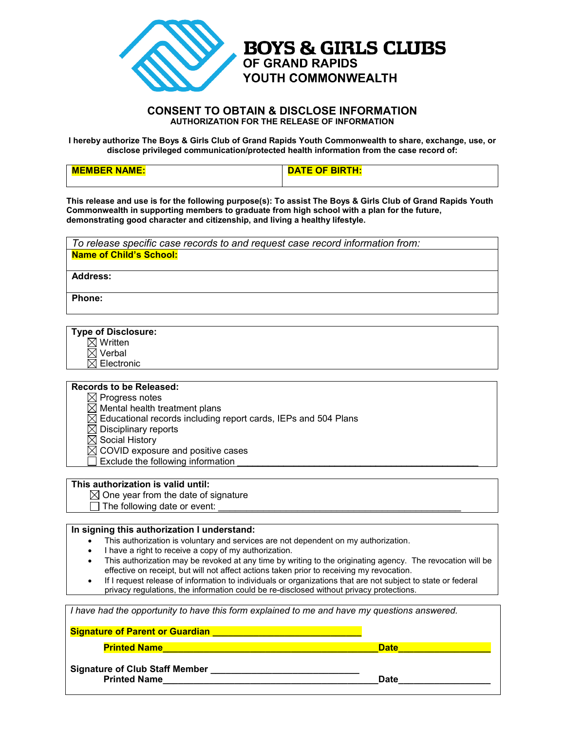**BOYS & GIRLS CLUBS**
**OF GRAND RAPIDS**
**YOUTH COMMONWEALTH**

# CONSENT TO OBTAIN & DISCLOSE INFORMATION

**AUTHORIZATION FOR THE RELEASE OF INFORMATION**

**I hereby authorize The Boys & Girls Club of Grand Rapids Youth Commonwealth to share, exchange, use, or disclose privileged communication/protected health information from the case record of:**

| **MEMBER NAME:** | **DATE OF BIRTH:** |
| --- | --- |
| | |

**This release and use is for the following purpose(s): To assist The Boys & Girls Club of Grand Rapids Youth Commonwealth in supporting members to graduate from high school with a plan for the future, demonstrating good character and citizenship, and living a healthy lifestyle.**

*To release specific case records to and request case record information from:*

**Name of Child's School:**

**Address:**

**Phone:**

**Type of Disclosure:**

- ☒ Written
- ☒ Verbal
- ☒ Electronic

**Records to be Released:**

- ☒ Progress notes
- ☒ Mental health treatment plans
- ☒ Educational records including report cards, IEPs and 504 Plans
- ☒ Disciplinary reports
- ☒ Social History
- ☒ COVID exposure and positive cases
- ☐ Exclude the following information ______________________________________________

**This authorization is valid until:**

- ☒ One year from the date of signature
- ☐ The following date or event: ______________________________________________

**In signing this authorization I understand:**

- This authorization is voluntary and services are not dependent on my authorization.
- I have a right to receive a copy of my authorization.
- This authorization may be revoked at any time by writing to the originating agency. The revocation will be effective on receipt, but will not affect actions taken prior to receiving my revocation.
- If I request release of information to individuals or organizations that are not subject to state or federal privacy regulations, the information could be re-disclosed without privacy protections.

*I have had the opportunity to have this form explained to me and have my questions answered.*

**Signature of Parent or Guardian** ____________________________

**Printed Name**__________________________________________ **Date**_________________

**Signature of Club Staff Member** ____________________________

**Printed Name**__________________________________________ **Date**_________________